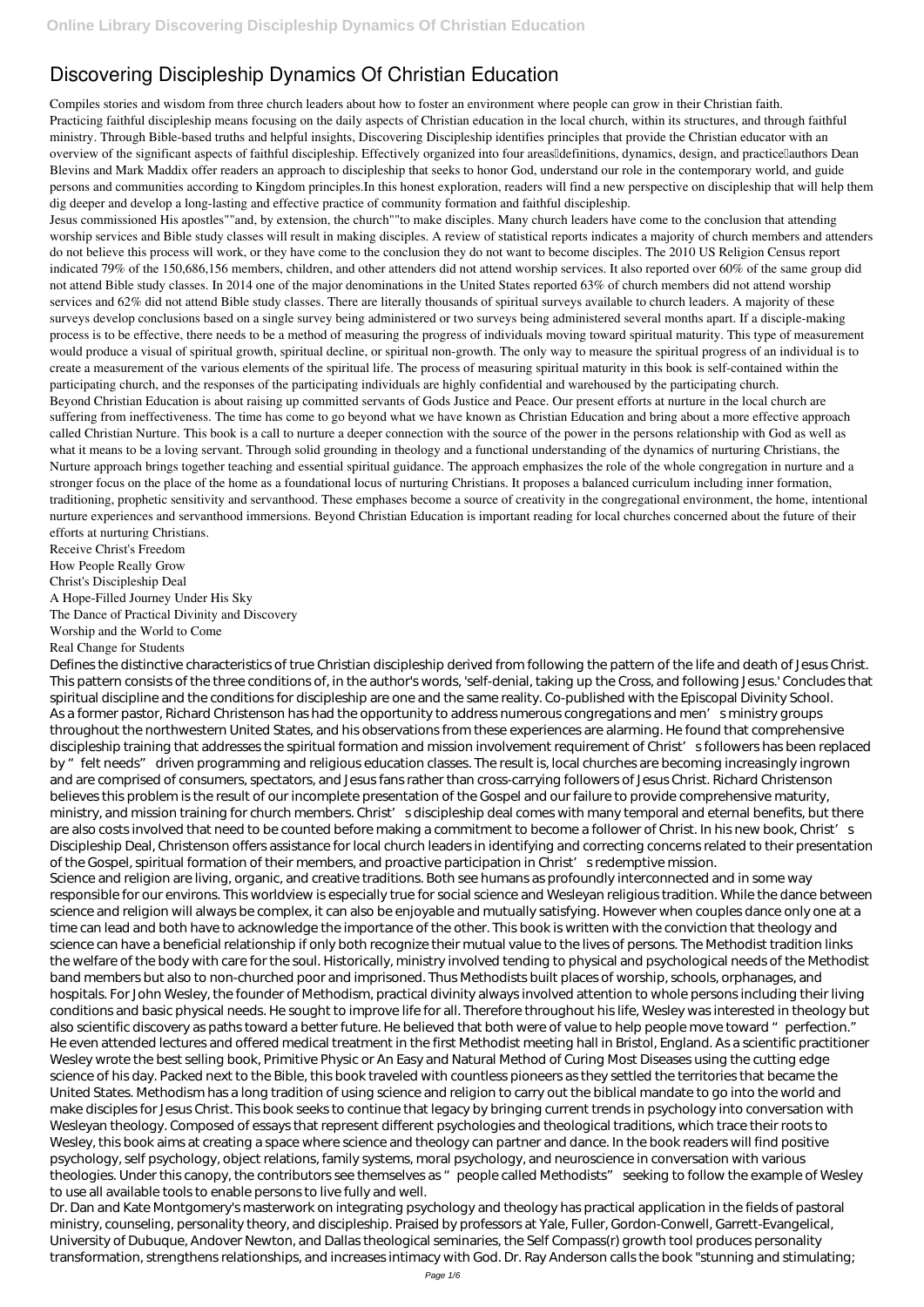# Discovering Discipleship Dynamics Of Christian Education

Compiles stories and wisdom from three church leaders about how to foster an environment where people can grow in their Christian faith.

Practicing faithful discipleship means focusing on the daily aspects of Christian education in the local church, within its structures, and through faithful ministry. Through Bible-based truths and helpful insights, Discovering Discipleship identifies principles that provide the Christian educator with an overview of the significant aspects of faithful discipleship. Effectively organized into four areas definitions, dynamics, design, and practice authors Dean Blevins and Mark Maddix offer readers an approach to discipleship that seeks to honor God, understand our role in the contemporary world, and guide persons and communities according to Kingdom principles.In this honest exploration, readers will find a new perspective on discipleship that will help them dig deeper and develop a long-lasting and effective practice of community formation and faithful discipleship.

Jesus commissioned His apostles""and, by extension, the church""to make disciples. Many church leaders have come to the conclusion that attending worship services and Bible study classes will result in making disciples. A review of statistical reports indicates a majority of church members and attenders do not believe this process will work, or they have come to the conclusion they do not want to become disciples. The 2010 US Religion Census report indicated 79% of the 150,686,156 members, children, and other attenders did not attend worship services. It also reported over 60% of the same group did not attend Bible study classes. In 2014 one of the major denominations in the United States reported 63% of church members did not attend worship services and 62% did not attend Bible study classes. There are literally thousands of spiritual surveys available to church leaders. A majority of these surveys develop conclusions based on a single survey being administered or two surveys being administered several months apart. If a disciple-making process is to be effective, there needs to be a method of measuring the progress of individuals moving toward spiritual maturity. This type of measurement would produce a visual of spiritual growth, spiritual decline, or spiritual non-growth. The only way to measure the spiritual progress of an individual is to create a measurement of the various elements of the spiritual life. The process of measuring spiritual maturity in this book is self-contained within the participating church, and the responses of the participating individuals are highly confidential and warehoused by the participating church.

Beyond Christian Education is about raising up committed servants of Gods Justice and Peace. Our present efforts at nurture in the local church are suffering from ineffectiveness. The time has come to go beyond what we have known as Christian Education and bring about a more effective approach called Christian Nurture. This book is a call to nurture a deeper connection with the source of the power in the persons relationship with God as well as what it means to be a loving servant. Through solid grounding in theology and a functional understanding of the dynamics of nurturing Christians, the Nurture approach brings together teaching and essential spiritual guidance. The approach emphasizes the role of the whole congregation in nurture and a stronger focus on the place of the home as a foundational locus of nurturing Christians. It proposes a balanced curriculum including inner formation, traditioning, prophetic sensitivity and servanthood. These emphases become a source of creativity in the congregational environment, the home, intentional nurture experiences and servanthood immersions. Beyond Christian Education is important reading for local churches concerned about the future of their efforts at nurturing Christians.

Receive Christ's Freedom
How People Really Grow
Christ's Discipleship Deal
A Hope-Filled Journey Under His Sky
The Dance of Practical Divinity and Discovery
Worship and the World to Come
Real Change for Students

Defines the distinctive characteristics of true Christian discipleship derived from following the pattern of the life and death of Jesus Christ. This pattern consists of the three conditions of, in the author's words, 'self-denial, taking up the Cross, and following Jesus.' Concludes that spiritual discipline and the conditions for discipleship are one and the same reality. Co-published with the Episcopal Divinity School.

As a former pastor, Richard Christenson has had the opportunity to address numerous congregations and men's ministry groups throughout the northwestern United States, and his observations from these experiences are alarming. He found that comprehensive discipleship training that addresses the spiritual formation and mission involvement requirement of Christ's followers has been replaced by "felt needs" driven programming and religious education classes. The result is, local churches are becoming increasingly ingrown and are comprised of consumers, spectators, and Jesus fans rather than cross-carrying followers of Jesus Christ. Richard Christenson believes this problem is the result of our incomplete presentation of the Gospel and our failure to provide comprehensive maturity, ministry, and mission training for church members. Christ's discipleship deal comes with many temporal and eternal benefits, but there are also costs involved that need to be counted before making a commitment to become a follower of Christ. In his new book, Christ's Discipleship Deal, Christenson offers assistance for local church leaders in identifying and correcting concerns related to their presentation of the Gospel, spiritual formation of their members, and proactive participation in Christ's redemptive mission.

Science and religion are living, organic, and creative traditions. Both see humans as profoundly interconnected and in some way responsible for our environs. This worldview is especially true for social science and Wesleyan religious tradition. While the dance between science and religion will always be complex, it can also be enjoyable and mutually satisfying. However when couples dance only one at a time can lead and both have to acknowledge the importance of the other. This book is written with the conviction that theology and science can have a beneficial relationship if only both recognize their mutual value to the lives of persons. The Methodist tradition links the welfare of the body with care for the soul. Historically, ministry involved tending to physical and psychological needs of the Methodist band members but also to non-churched poor and imprisoned. Thus Methodists built places of worship, schools, orphanages, and hospitals. For John Wesley, the founder of Methodism, practical divinity always involved attention to whole persons including their living conditions and basic physical needs. He sought to improve life for all. Therefore throughout his life, Wesley was interested in theology but also scientific discovery as paths toward a better future. He believed that both were of value to help people move toward "perfection." He even attended lectures and offered medical treatment in the first Methodist meeting hall in Bristol, England. As a scientific practitioner Wesley wrote the best selling book, Primitive Physic or An Easy and Natural Method of Curing Most Diseases using the cutting edge science of his day. Packed next to the Bible, this book traveled with countless pioneers as they settled the territories that became the United States. Methodism has a long tradition of using science and religion to carry out the biblical mandate to go into the world and make disciples for Jesus Christ. This book seeks to continue that legacy by bringing current trends in psychology into conversation with Wesleyan theology. Composed of essays that represent different psychologies and theological traditions, which trace their roots to Wesley, this book aims at creating a space where science and theology can partner and dance. In the book readers will find positive psychology, self psychology, object relations, family systems, moral psychology, and neuroscience in conversation with various theologies. Under this canopy, the contributors see themselves as "people called Methodists" seeking to follow the example of Wesley to use all available tools to enable persons to live fully and well.

Dr. Dan and Kate Montgomery's masterwork on integrating psychology and theology has practical application in the fields of pastoral ministry, counseling, personality theory, and discipleship. Praised by professors at Yale, Fuller, Gordon-Conwell, Garrett-Evangelical, University of Dubuque, Andover Newton, and Dallas theological seminaries, the Self Compass(r) growth tool produces personality transformation, strengthens relationships, and increases intimacy with God. Dr. Ray Anderson calls the book "stunning and stimulating;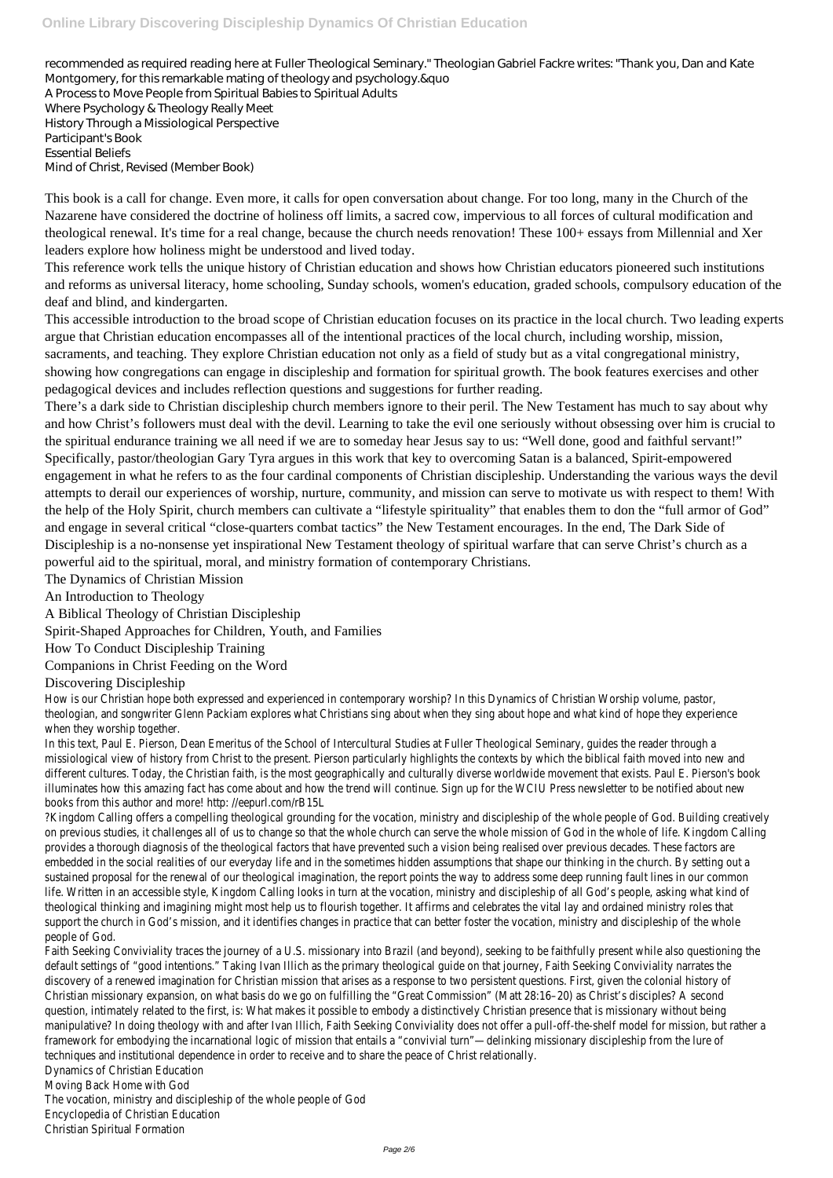recommended as required reading here at Fuller Theological Seminary." Theologian Gabriel Fackre writes: "Thank you, Dan and Kate Montgomery, for this remarkable mating of theology and psychology.&quo

A Process to Move People from Spiritual Babies to Spiritual Adults
Where Psychology & Theology Really Meet
History Through a Missiological Perspective
Participant's Book
Essential Beliefs
Mind of Christ, Revised (Member Book)

This book is a call for change. Even more, it calls for open conversation about change. For too long, many in the Church of the Nazarene have considered the doctrine of holiness off limits, a sacred cow, impervious to all forces of cultural modification and theological renewal. It's time for a real change, because the church needs renovation! These 100+ essays from Millennial and Xer leaders explore how holiness might be understood and lived today.

This reference work tells the unique history of Christian education and shows how Christian educators pioneered such institutions and reforms as universal literacy, home schooling, Sunday schools, women's education, graded schools, compulsory education of the deaf and blind, and kindergarten.

This accessible introduction to the broad scope of Christian education focuses on its practice in the local church. Two leading experts argue that Christian education encompasses all of the intentional practices of the local church, including worship, mission, sacraments, and teaching. They explore Christian education not only as a field of study but as a vital congregational ministry, showing how congregations can engage in discipleship and formation for spiritual growth. The book features exercises and other pedagogical devices and includes reflection questions and suggestions for further reading.

There's a dark side to Christian discipleship church members ignore to their peril. The New Testament has much to say about why and how Christ's followers must deal with the devil. Learning to take the evil one seriously without obsessing over him is crucial to the spiritual endurance training we all need if we are to someday hear Jesus say to us: "Well done, good and faithful servant!" Specifically, pastor/theologian Gary Tyra argues in this work that key to overcoming Satan is a balanced, Spirit-empowered engagement in what he refers to as the four cardinal components of Christian discipleship. Understanding the various ways the devil attempts to derail our experiences of worship, nurture, community, and mission can serve to motivate us with respect to them! With the help of the Holy Spirit, church members can cultivate a "lifestyle spirituality" that enables them to don the "full armor of God" and engage in several critical "close-quarters combat tactics" the New Testament encourages. In the end, The Dark Side of Discipleship is a no-nonsense yet inspirational New Testament theology of spiritual warfare that can serve Christ's church as a powerful aid to the spiritual, moral, and ministry formation of contemporary Christians.

The Dynamics of Christian Mission
An Introduction to Theology
A Biblical Theology of Christian Discipleship
Spirit-Shaped Approaches for Children, Youth, and Families
How To Conduct Discipleship Training
Companions in Christ Feeding on the Word
Discovering Discipleship

How is our Christian hope both expressed and experienced in contemporary worship? In this Dynamics of Christian Worship volume, pastor, theologian, and songwriter Glenn Packiam explores what Christians sing about when they sing about hope and what kind of hope they experience when they worship together.

In this text, Paul E. Pierson, Dean Emeritus of the School of Intercultural Studies at Fuller Theological Seminary, guides the reader through a missiological view of history from Christ to the present. Pierson particularly highlights the contexts by which the biblical faith moved into new and different cultures. Today, the Christian faith, is the most geographically and culturally diverse worldwide movement that exists. Paul E. Pierson's book illuminates how this amazing fact has come about and how the trend will continue. Sign up for the WCIU Press newsletter to be notified about new books from this author and more! http: //eepurl.com/rB15L

?Kingdom Calling offers a compelling theological grounding for the vocation, ministry and discipleship of the whole people of God. Building creatively on previous studies, it challenges all of us to change so that the whole church can serve the whole mission of God in the whole of life. Kingdom Calling provides a thorough diagnosis of the theological factors that have prevented such a vision being realised over previous decades. These factors are embedded in the social realities of our everyday life and in the sometimes hidden assumptions that shape our thinking in the church. By setting out a sustained proposal for the renewal of our theological imagination, the report points the way to address some deep running fault lines in our common life. Written in an accessible style, Kingdom Calling looks in turn at the vocation, ministry and discipleship of all God's people, asking what kind of theological thinking and imagining might most help us to flourish together. It affirms and celebrates the vital lay and ordained ministry roles that support the church in God's mission, and it identifies changes in practice that can better foster the vocation, ministry and discipleship of the whole people of God.

Faith Seeking Conviviality traces the journey of a U.S. missionary into Brazil (and beyond), seeking to be faithfully present while also questioning the default settings of "good intentions." Taking Ivan Illich as the primary theological guide on that journey, Faith Seeking Conviviality narrates the discovery of a renewed imagination for Christian mission that arises as a response to two persistent questions. First, given the colonial history of Christian missionary expansion, on what basis do we go on fulfilling the "Great Commission" (Matt 28:16–20) as Christ's disciples? A second question, intimately related to the first, is: What makes it possible to embody a distinctively Christian presence that is missionary without being manipulative? In doing theology with and after Ivan Illich, Faith Seeking Conviviality does not offer a pull-off-the-shelf model for mission, but rather a framework for embodying the incarnational logic of mission that entails a "convivial turn"—delinking missionary discipleship from the lure of techniques and institutional dependence in order to receive and to share the peace of Christ relationally.

Dynamics of Christian Education
Moving Back Home with God
The vocation, ministry and discipleship of the whole people of God
Encyclopedia of Christian Education
Christian Spiritual Formation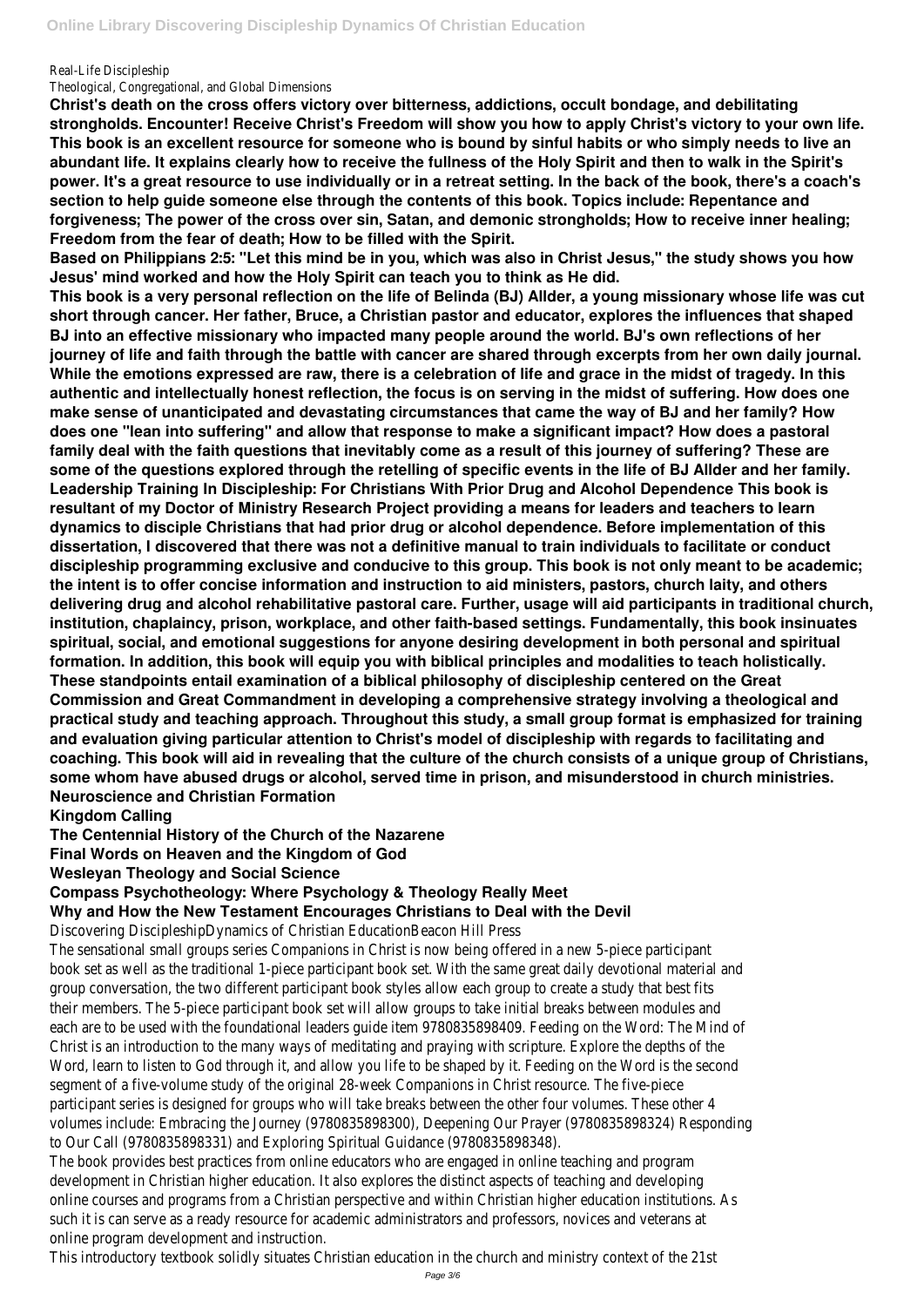Real-Life Discipleship

Theological, Congregational, and Global Dimensions

**Christ's death on the cross offers victory over bitterness, addictions, occult bondage, and debilitating strongholds. Encounter! Receive Christ's Freedom will show you how to apply Christ's victory to your own life. This book is an excellent resource for someone who is bound by sinful habits or who simply needs to live an abundant life. It explains clearly how to receive the fullness of the Holy Spirit and then to walk in the Spirit's power. It's a great resource to use individually or in a retreat setting. In the back of the book, there's a coach's section to help guide someone else through the contents of this book. Topics include: Repentance and forgiveness; The power of the cross over sin, Satan, and demonic strongholds; How to receive inner healing; Freedom from the fear of death; How to be filled with the Spirit.**

**Based on Philippians 2:5: "Let this mind be in you, which was also in Christ Jesus," the study shows you how Jesus' mind worked and how the Holy Spirit can teach you to think as He did.**

**This book is a very personal reflection on the life of Belinda (BJ) Allder, a young missionary whose life was cut short through cancer. Her father, Bruce, a Christian pastor and educator, explores the influences that shaped BJ into an effective missionary who impacted many people around the world. BJ's own reflections of her journey of life and faith through the battle with cancer are shared through excerpts from her own daily journal. While the emotions expressed are raw, there is a celebration of life and grace in the midst of tragedy. In this authentic and intellectually honest reflection, the focus is on serving in the midst of suffering. How does one make sense of unanticipated and devastating circumstances that came the way of BJ and her family? How does one "lean into suffering" and allow that response to make a significant impact? How does a pastoral family deal with the faith questions that inevitably come as a result of this journey of suffering? These are some of the questions explored through the retelling of specific events in the life of BJ Allder and her family.**

**Leadership Training In Discipleship: For Christians With Prior Drug and Alcohol Dependence This book is resultant of my Doctor of Ministry Research Project providing a means for leaders and teachers to learn dynamics to disciple Christians that had prior drug or alcohol dependence. Before implementation of this dissertation, I discovered that there was not a definitive manual to train individuals to facilitate or conduct discipleship programming exclusive and conducive to this group. This book is not only meant to be academic; the intent is to offer concise information and instruction to aid ministers, pastors, church laity, and others delivering drug and alcohol rehabilitative pastoral care. Further, usage will aid participants in traditional church, institution, chaplaincy, prison, workplace, and other faith-based settings. Fundamentally, this book insinuates spiritual, social, and emotional suggestions for anyone desiring development in both personal and spiritual formation. In addition, this book will equip you with biblical principles and modalities to teach holistically. These standpoints entail examination of a biblical philosophy of discipleship centered on the Great Commission and Great Commandment in developing a comprehensive strategy involving a theological and practical study and teaching approach. Throughout this study, a small group format is emphasized for training and evaluation giving particular attention to Christ's model of discipleship with regards to facilitating and coaching. This book will aid in revealing that the culture of the church consists of a unique group of Christians, some whom have abused drugs or alcohol, served time in prison, and misunderstood in church ministries.**

**Neuroscience and Christian Formation**

**Kingdom Calling**

**The Centennial History of the Church of the Nazarene**

**Final Words on Heaven and the Kingdom of God**

**Wesleyan Theology and Social Science**

**Compass Psychotheology: Where Psychology & Theology Really Meet**

**Why and How the New Testament Encourages Christians to Deal with the Devil**

Discovering DiscipleshipDynamics of Christian EducationBeacon Hill Press

The sensational small groups series Companions in Christ is now being offered in a new 5-piece participant book set as well as the traditional 1-piece participant book set. With the same great daily devotional material and group conversation, the two different participant book styles allow each group to create a study that best fits their members. The 5-piece participant book set will allow groups to take initial breaks between modules and each are to be used with the foundational leaders guide item 9780835898409. Feeding on the Word: The Mind of Christ is an introduction to the many ways of meditating and praying with scripture. Explore the depths of the Word, learn to listen to God through it, and allow you life to be shaped by it. Feeding on the Word is the second segment of a five-volume study of the original 28-week Companions in Christ resource. The five-piece participant series is designed for groups who will take breaks between the other four volumes. These other 4 volumes include: Embracing the Journey (9780835898300), Deepening Our Prayer (9780835898324) Responding to Our Call (9780835898331) and Exploring Spiritual Guidance (9780835898348).

The book provides best practices from online educators who are engaged in online teaching and program development in Christian higher education. It also explores the distinct aspects of teaching and developing online courses and programs from a Christian perspective and within Christian higher education institutions. As such it is can serve as a ready resource for academic administrators and professors, novices and veterans at online program development and instruction.

This introductory textbook solidly situates Christian education in the church and ministry context of the 21st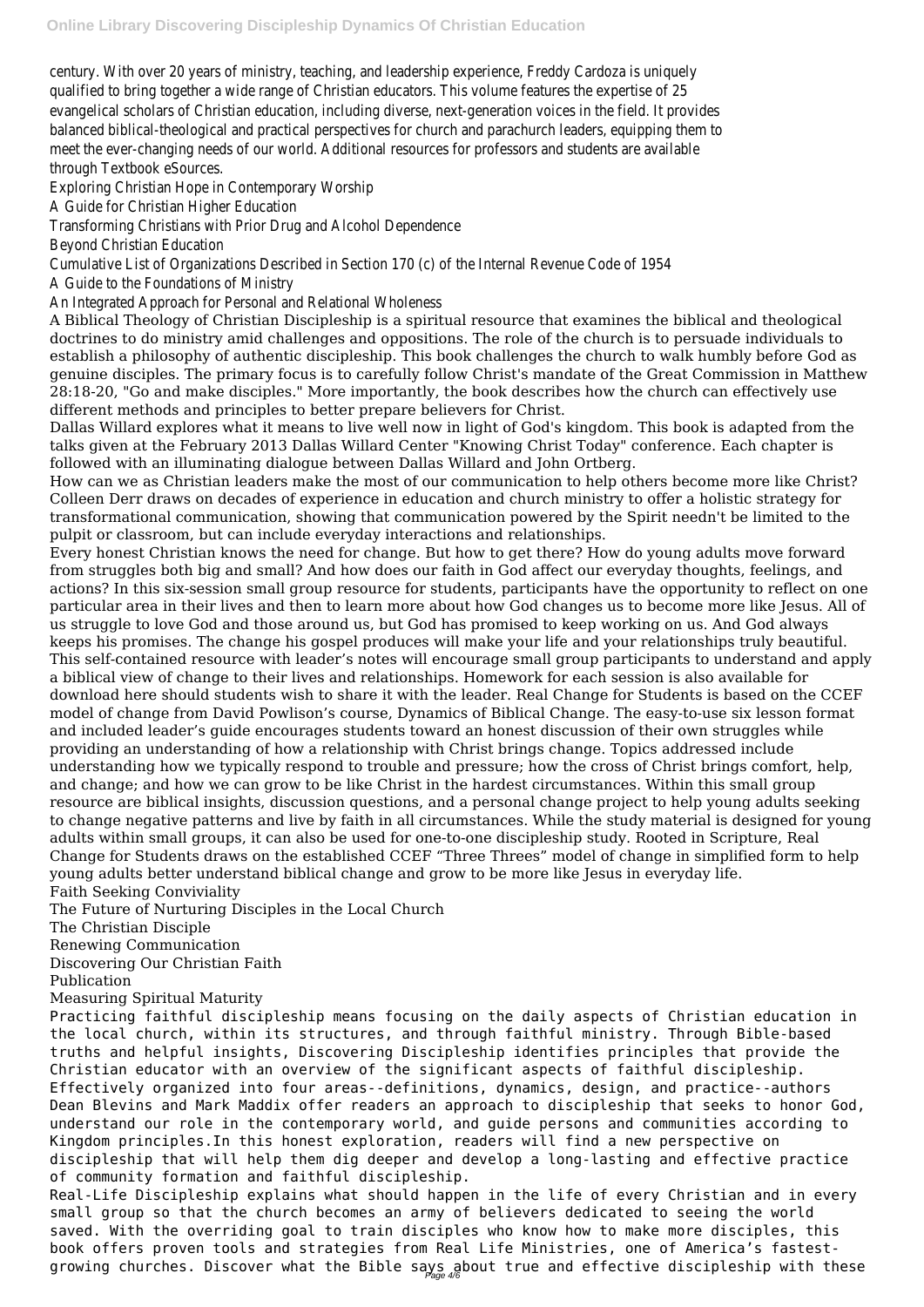century. With over 20 years of ministry, teaching, and leadership experience, Freddy Cardoza is uniquely qualified to bring together a wide range of Christian educators. This volume features the expertise of 25 evangelical scholars of Christian education, including diverse, next-generation voices in the field. It provides balanced biblical-theological and practical perspectives for church and parachurch leaders, equipping them to meet the ever-changing needs of our world. Additional resources for professors and students are available through Textbook eSources.

Exploring Christian Hope in Contemporary Worship
A Guide for Christian Higher Education
Transforming Christians with Prior Drug and Alcohol Dependence
Beyond Christian Education
Cumulative List of Organizations Described in Section 170 (c) of the Internal Revenue Code of 1954
A Guide to the Foundations of Ministry
An Integrated Approach for Personal and Relational Wholeness

A Biblical Theology of Christian Discipleship is a spiritual resource that examines the biblical and theological doctrines to do ministry amid challenges and oppositions. The role of the church is to persuade individuals to establish a philosophy of authentic discipleship. This book challenges the church to walk humbly before God as genuine disciples. The primary focus is to carefully follow Christ's mandate of the Great Commission in Matthew 28:18-20, "Go and make disciples." More importantly, the book describes how the church can effectively use different methods and principles to better prepare believers for Christ.

Dallas Willard explores what it means to live well now in light of God's kingdom. This book is adapted from the talks given at the February 2013 Dallas Willard Center "Knowing Christ Today" conference. Each chapter is followed with an illuminating dialogue between Dallas Willard and John Ortberg.

How can we as Christian leaders make the most of our communication to help others become more like Christ? Colleen Derr draws on decades of experience in education and church ministry to offer a holistic strategy for transformational communication, showing that communication powered by the Spirit needn't be limited to the pulpit or classroom, but can include everyday interactions and relationships.

Every honest Christian knows the need for change. But how to get there? How do young adults move forward from struggles both big and small? And how does our faith in God affect our everyday thoughts, feelings, and actions? In this six-session small group resource for students, participants have the opportunity to reflect on one particular area in their lives and then to learn more about how God changes us to become more like Jesus. All of us struggle to love God and those around us, but God has promised to keep working on us. And God always keeps his promises. The change his gospel produces will make your life and your relationships truly beautiful. This self-contained resource with leader's notes will encourage small group participants to understand and apply a biblical view of change to their lives and relationships. Homework for each session is also available for download here should students wish to share it with the leader. Real Change for Students is based on the CCEF model of change from David Powlison's course, Dynamics of Biblical Change. The easy-to-use six lesson format and included leader's guide encourages students toward an honest discussion of their own struggles while providing an understanding of how a relationship with Christ brings change. Topics addressed include understanding how we typically respond to trouble and pressure; how the cross of Christ brings comfort, help, and change; and how we can grow to be like Christ in the hardest circumstances. Within this small group resource are biblical insights, discussion questions, and a personal change project to help young adults seeking to change negative patterns and live by faith in all circumstances. While the study material is designed for young adults within small groups, it can also be used for one-to-one discipleship study. Rooted in Scripture, Real Change for Students draws on the established CCEF "Three Threes" model of change in simplified form to help young adults better understand biblical change and grow to be more like Jesus in everyday life.

Faith Seeking Conviviality
The Future of Nurturing Disciples in the Local Church
The Christian Disciple
Renewing Communication
Discovering Our Christian Faith
Publication
Measuring Spiritual Maturity

Practicing faithful discipleship means focusing on the daily aspects of Christian education in the local church, within its structures, and through faithful ministry. Through Bible-based truths and helpful insights, Discovering Discipleship identifies principles that provide the Christian educator with an overview of the significant aspects of faithful discipleship. Effectively organized into four areas--definitions, dynamics, design, and practice--authors Dean Blevins and Mark Maddix offer readers an approach to discipleship that seeks to honor God, understand our role in the contemporary world, and guide persons and communities according to Kingdom principles.In this honest exploration, readers will find a new perspective on discipleship that will help them dig deeper and develop a long-lasting and effective practice of community formation and faithful discipleship.

Real-Life Discipleship explains what should happen in the life of every Christian and in every small group so that the church becomes an army of believers dedicated to seeing the world saved. With the overriding goal to train disciples who know how to make more disciples, this book offers proven tools and strategies from Real Life Ministries, one of America's fastest-growing churches. Discover what the Bible says about true and effective discipleship with these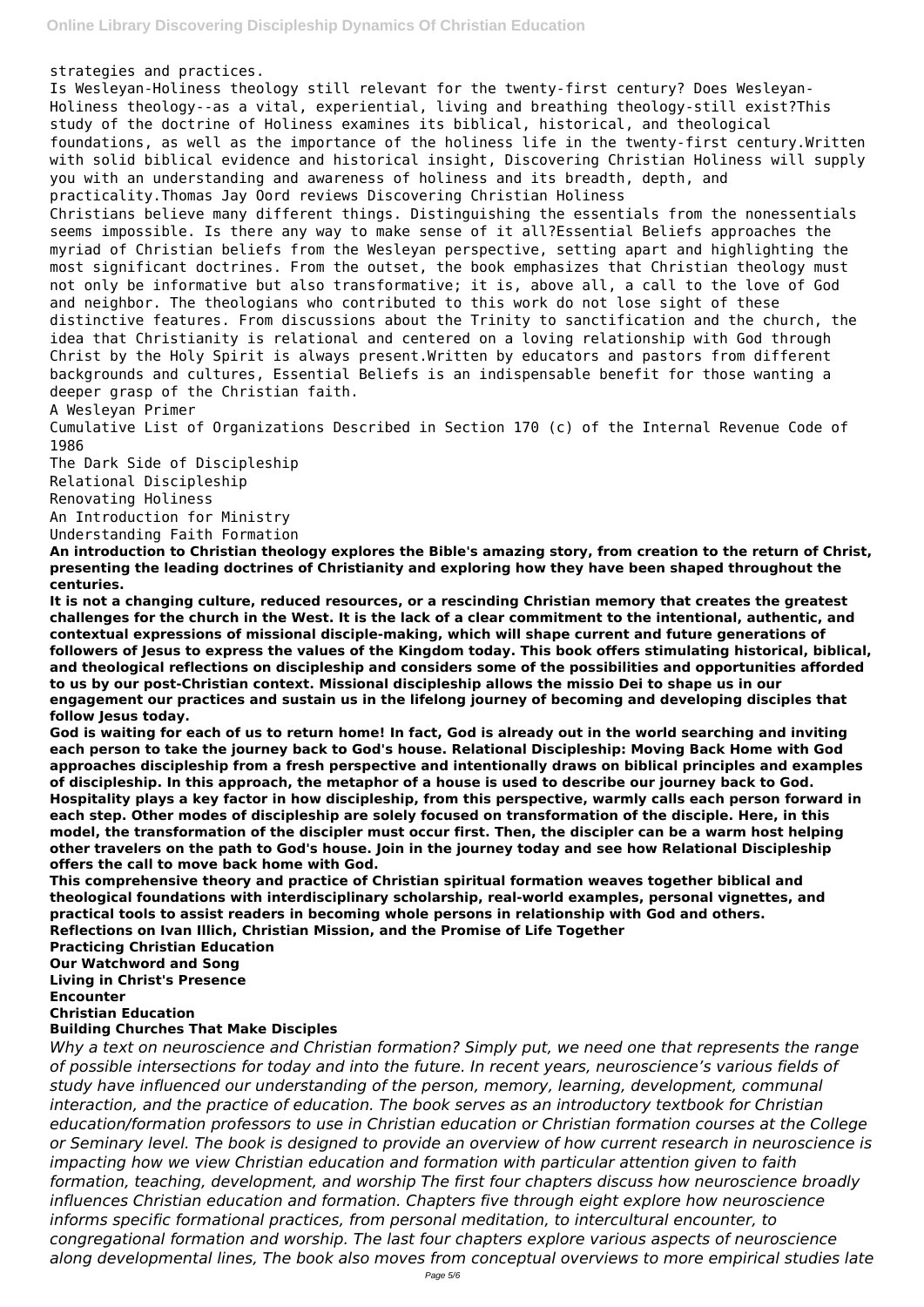strategies and practices.

Is Wesleyan-Holiness theology still relevant for the twenty-first century? Does Wesleyan-Holiness theology--as a vital, experiential, living and breathing theology-still exist?This study of the doctrine of Holiness examines its biblical, historical, and theological foundations, as well as the importance of the holiness life in the twenty-first century.Written with solid biblical evidence and historical insight, Discovering Christian Holiness will supply you with an understanding and awareness of holiness and its breadth, depth, and practicality.Thomas Jay Oord reviews Discovering Christian Holiness

Christians believe many different things. Distinguishing the essentials from the nonessentials seems impossible. Is there any way to make sense of it all?Essential Beliefs approaches the myriad of Christian beliefs from the Wesleyan perspective, setting apart and highlighting the most significant doctrines. From the outset, the book emphasizes that Christian theology must not only be informative but also transformative; it is, above all, a call to the love of God and neighbor. The theologians who contributed to this work do not lose sight of these distinctive features. From discussions about the Trinity to sanctification and the church, the idea that Christianity is relational and centered on a loving relationship with God through Christ by the Holy Spirit is always present.Written by educators and pastors from different backgrounds and cultures, Essential Beliefs is an indispensable benefit for those wanting a deeper grasp of the Christian faith.

A Wesleyan Primer

Cumulative List of Organizations Described in Section 170 (c) of the Internal Revenue Code of 1986

The Dark Side of Discipleship

Relational Discipleship

Renovating Holiness

An Introduction for Ministry

Understanding Faith Formation

**An introduction to Christian theology explores the Bible's amazing story, from creation to the return of Christ, presenting the leading doctrines of Christianity and exploring how they have been shaped throughout the centuries.**

**It is not a changing culture, reduced resources, or a rescinding Christian memory that creates the greatest challenges for the church in the West. It is the lack of a clear commitment to the intentional, authentic, and contextual expressions of missional disciple-making, which will shape current and future generations of followers of Jesus to express the values of the Kingdom today. This book offers stimulating historical, biblical, and theological reflections on discipleship and considers some of the possibilities and opportunities afforded to us by our post-Christian context. Missional discipleship allows the missio Dei to shape us in our engagement our practices and sustain us in the lifelong journey of becoming and developing disciples that follow Jesus today.**

**God is waiting for each of us to return home! In fact, God is already out in the world searching and inviting each person to take the journey back to God's house. Relational Discipleship: Moving Back Home with God approaches discipleship from a fresh perspective and intentionally draws on biblical principles and examples of discipleship. In this approach, the metaphor of a house is used to describe our journey back to God. Hospitality plays a key factor in how discipleship, from this perspective, warmly calls each person forward in each step. Other modes of discipleship are solely focused on transformation of the disciple. Here, in this model, the transformation of the discipler must occur first. Then, the discipler can be a warm host helping other travelers on the path to God's house. Join in the journey today and see how Relational Discipleship offers the call to move back home with God.**

**This comprehensive theory and practice of Christian spiritual formation weaves together biblical and theological foundations with interdisciplinary scholarship, real-world examples, personal vignettes, and practical tools to assist readers in becoming whole persons in relationship with God and others.**

**Reflections on Ivan Illich, Christian Mission, and the Promise of Life Together**

**Practicing Christian Education**

**Our Watchword and Song**

**Living in Christ's Presence**

**Encounter**

**Christian Education**

**Building Churches That Make Disciples**

*Why a text on neuroscience and Christian formation? Simply put, we need one that represents the range of possible intersections for today and into the future. In recent years, neuroscience's various fields of study have influenced our understanding of the person, memory, learning, development, communal interaction, and the practice of education. The book serves as an introductory textbook for Christian education/formation professors to use in Christian education or Christian formation courses at the College or Seminary level. The book is designed to provide an overview of how current research in neuroscience is impacting how we view Christian education and formation with particular attention given to faith formation, teaching, development, and worship The first four chapters discuss how neuroscience broadly influences Christian education and formation. Chapters five through eight explore how neuroscience informs specific formational practices, from personal meditation, to intercultural encounter, to congregational formation and worship. The last four chapters explore various aspects of neuroscience along developmental lines, The book also moves from conceptual overviews to more empirical studies late*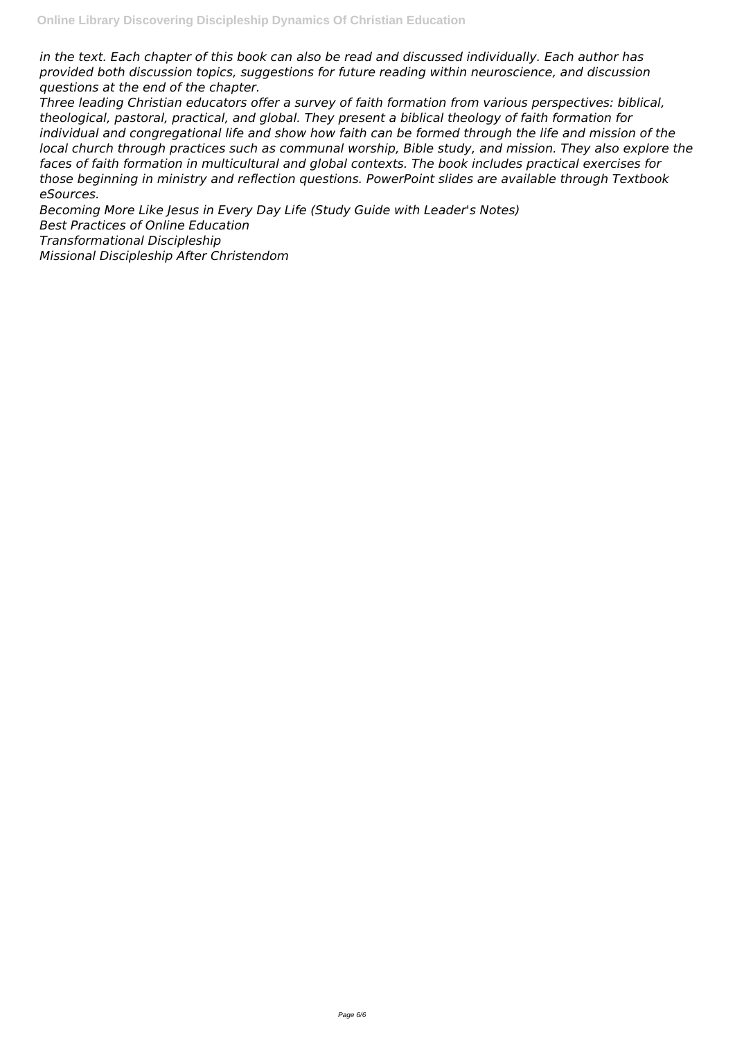*in the text. Each chapter of this book can also be read and discussed individually. Each author has provided both discussion topics, suggestions for future reading within neuroscience, and discussion questions at the end of the chapter.*

*Three leading Christian educators offer a survey of faith formation from various perspectives: biblical, theological, pastoral, practical, and global. They present a biblical theology of faith formation for individual and congregational life and show how faith can be formed through the life and mission of the local church through practices such as communal worship, Bible study, and mission. They also explore the faces of faith formation in multicultural and global contexts. The book includes practical exercises for those beginning in ministry and reflection questions. PowerPoint slides are available through Textbook eSources.*

*Becoming More Like Jesus in Every Day Life (Study Guide with Leader's Notes)*

*Best Practices of Online Education*

*Transformational Discipleship*

*Missional Discipleship After Christendom*